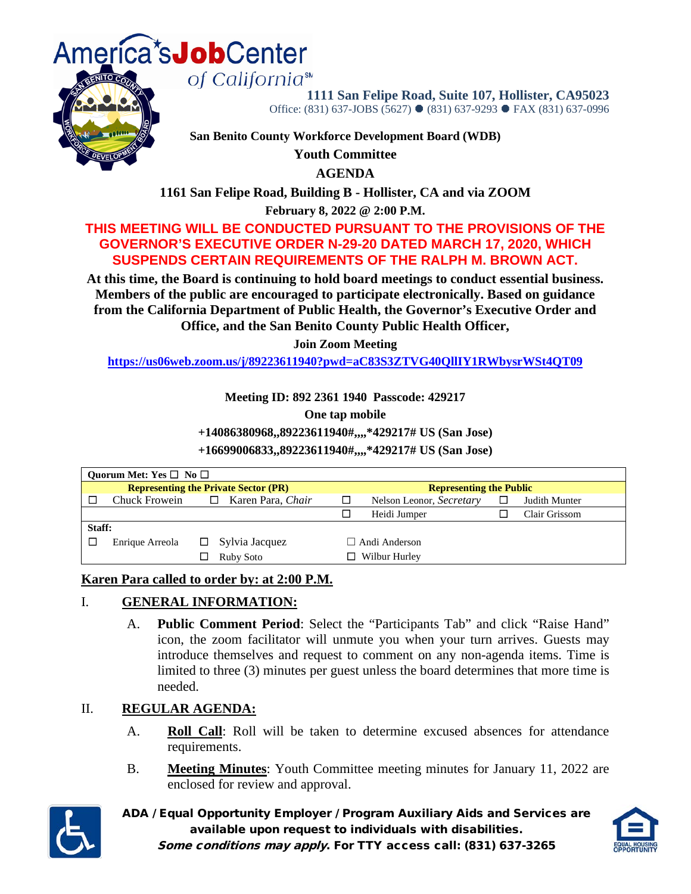America's **Job** Center of California℠

**1111 San Felipe Road, Suite 107, Hollister, CA95023**
Office: (831) 637-JOBS (5627) ● (831) 637-9293 ● FAX (831) 637-0996

**San Benito County Workforce Development Board (WDB)**

**Youth Committee**

**AGENDA**

**1161 San Felipe Road, Building B - Hollister, CA and via ZOOM**

**February 8, 2022 @ 2:00 P.M.**

**THIS MEETING WILL BE CONDUCTED PURSUANT TO THE PROVISIONS OF THE GOVERNOR'S EXECUTIVE ORDER N-29-20 DATED MARCH 17, 2020, WHICH SUSPENDS CERTAIN REQUIREMENTS OF THE RALPH M. BROWN ACT.**

**At this time, the Board is continuing to hold board meetings to conduct essential business. Members of the public are encouraged to participate electronically. Based on guidance from the California Department of Public Health, the Governor's Executive Order and Office, and the San Benito County Public Health Officer,**

**Join Zoom Meeting**

**https://us06web.zoom.us/j/89223611940?pwd=aC83S3ZTVG40QlIY1RWbysrWSt4QT09**

**Meeting ID: 892 2361 1940 Passcode: 429217**

**One tap mobile**

**+14086380968,,89223611940#,,,,*429217# US (San Jose)**

**+16699006833,,89223611940#,,,,*429217# US (San Jose)**

| **Quorum Met: Yes ☐ No ☐** | | | | | | | |
|---|---|---|---|---|---|---|---|
| **Representing the Private Sector (PR)** | | | | **Representing the Public** | | | |
| ☐ | Chuck Frowein | ☐ | Karen Para, *Chair* | ☐ | Nelson Leonor, *Secretary* | ☐ | Judith Munter |
| | | | | ☐ | Heidi Jumper | ☐ | Clair Grissom |
| **Staff:** | | | | | | | |
| ☐ | Enrique Arreola | ☐ | Sylvia Jacquez | ☐ | Andi Anderson | | |
| | | ☐ | Ruby Soto | ☐ | Wilbur Hurley | | |

**Karen Para called to order by: at 2:00 P.M.**

## I. GENERAL INFORMATION:

A. **Public Comment Period**: Select the "Participants Tab" and click "Raise Hand" icon, the zoom facilitator will unmute you when your turn arrives. Guests may introduce themselves and request to comment on any non-agenda items. Time is limited to three (3) minutes per guest unless the board determines that more time is needed.

## II. REGULAR AGENDA:

A. **Roll Call**: Roll will be taken to determine excused absences for attendance requirements.

B. **Meeting Minutes**: Youth Committee meeting minutes for January 11, 2022 are enclosed for review and approval.

**ADA / Equal Opportunity Employer / Program Auxiliary Aids and Services are available upon request to individuals with disabilities.**
***Some conditions may apply*. For TTY access call: (831) 637-3265**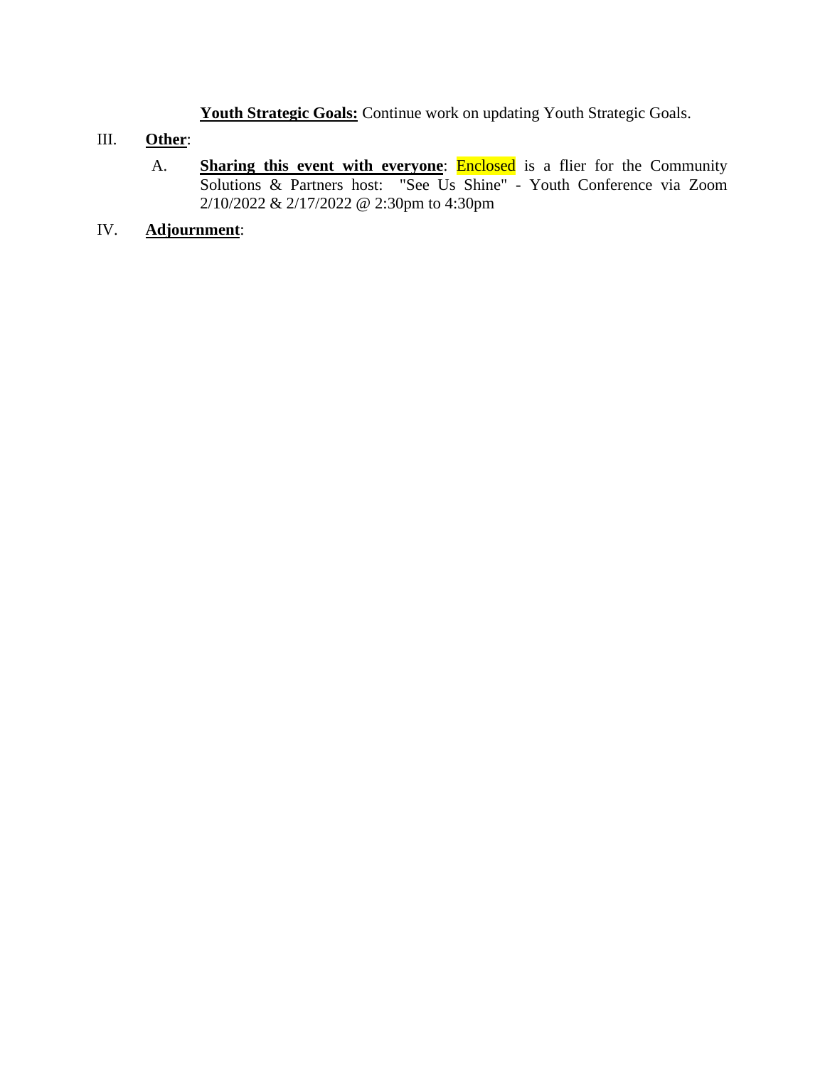**Youth Strategic Goals:** Continue work on updating Youth Strategic Goals.

III. **Other**:

A. **Sharing this event with everyone**: Enclosed is a flier for the Community Solutions & Partners host: "See Us Shine" - Youth Conference via Zoom 2/10/2022 & 2/17/2022 @ 2:30pm to 4:30pm

IV. **Adjournment**: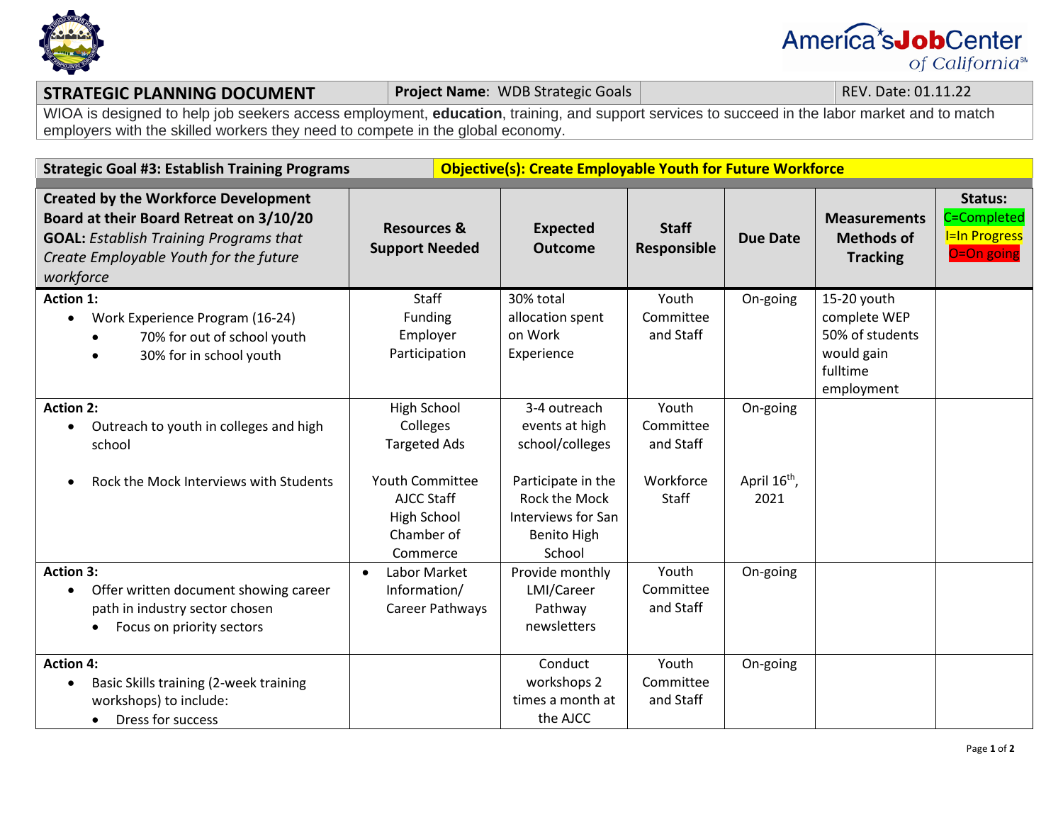| STRATEGIC PLANNING DOCUMENT | **Project Name**: WDB Strategic Goals | | REV. Date: 01.11.22 |
|---|---|---|---|

WIOA is designed to help job seekers access employment, **education**, training, and support services to succeed in the labor market and to match employers with the skilled workers they need to compete in the global economy.

| **Strategic Goal #3: Establish Training Programs** | **Objective(s): Create Employable Youth for Future Workforce** |
|---|---|

| **Created by the Workforce Development Board at their Board Retreat on 3/10/20** **GOAL:** *Establish Training Programs that Create Employable Youth for the future workforce* | **Resources & Support Needed** | **Expected Outcome** | **Staff Responsible** | **Due Date** | **Measurements Methods of Tracking** | **Status:** C=Completed I=In Progress O=On going |
|---|---|---|---|---|---|---|
| **Action 1:** <br>• Work Experience Program (16-24)<br>  • 70% for out of school youth<br>  • 30% for in school youth | Staff<br>Funding<br>Employer Participation | 30% total allocation spent on Work Experience | Youth Committee and Staff | On-going | 15-20 youth complete WEP<br>50% of students would gain fulltime employment | |
| **Action 2:** <br>• Outreach to youth in colleges and high school<br><br>• Rock the Mock Interviews with Students | High School<br>Colleges<br>Targeted Ads<br><br>Youth Committee<br>AJCC Staff<br>High School<br>Chamber of Commerce | 3-4 outreach events at high school/colleges<br><br>Participate in the Rock the Mock Interviews for San Benito High School | Youth Committee and Staff<br><br>Workforce Staff | On-going<br><br>April 16th, 2021 | | |
| **Action 3:** <br>• Offer written document showing career path in industry sector chosen<br>  • Focus on priority sectors | • Labor Market Information/ Career Pathways | Provide monthly LMI/Career Pathway newsletters | Youth Committee and Staff | On-going | | |
| **Action 4:** <br>• Basic Skills training (2-week training workshops) to include:<br>  • Dress for success | | Conduct workshops 2 times a month at the AJCC | Youth Committee and Staff | On-going | | |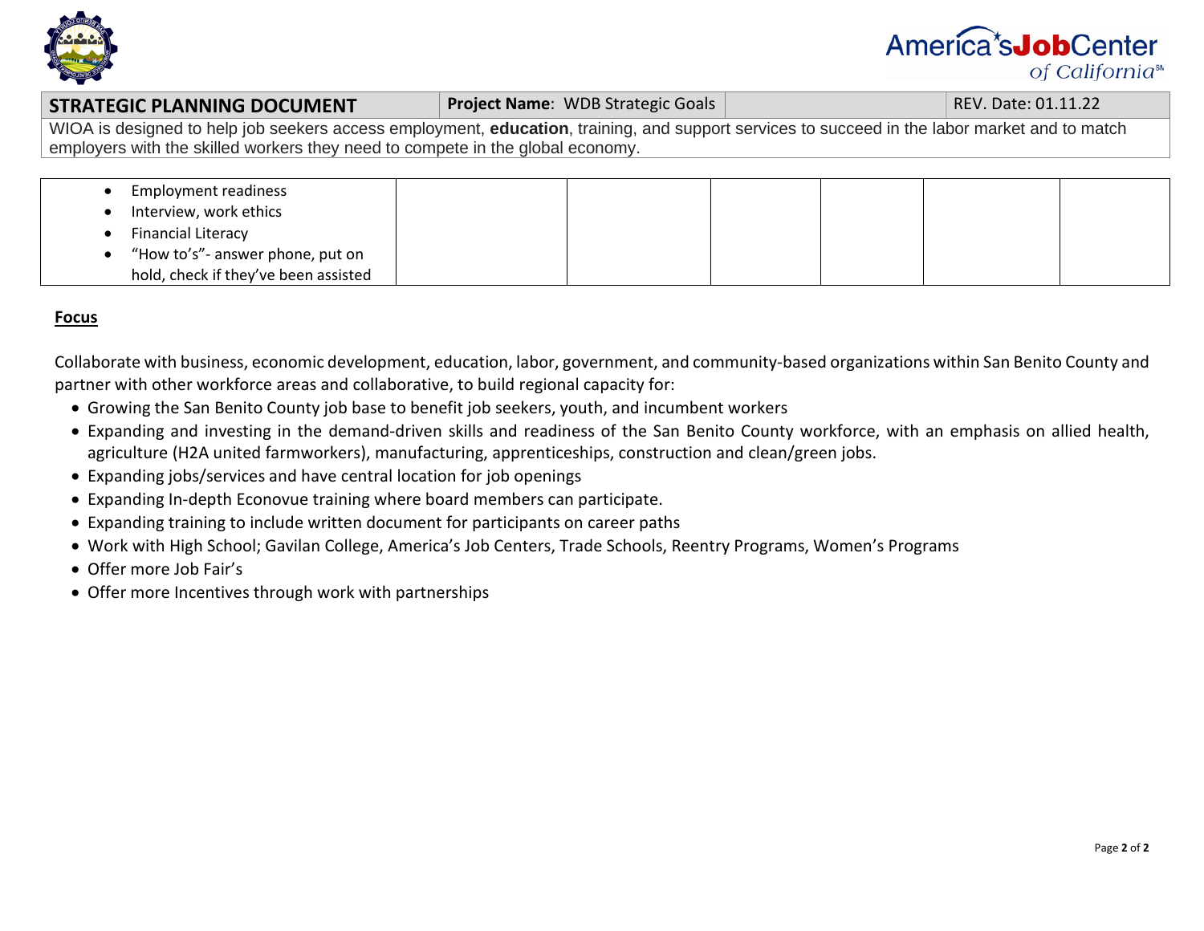| STRATEGIC PLANNING DOCUMENT | **Project Name**: WDB Strategic Goals | | REV. Date: 01.11.22 |
|---|---|---|---|

WIOA is designed to help job seekers access employment, **education**, training, and support services to succeed in the labor market and to match employers with the skilled workers they need to compete in the global economy.

| | | | | | | |
|---|---|---|---|---|---|---|
| • Employment readiness<br>• Interview, work ethics<br>• Financial Literacy<br>• "How to's"- answer phone, put on hold, check if they've been assisted | | | | | | |

**Focus**

Collaborate with business, economic development, education, labor, government, and community-based organizations within San Benito County and partner with other workforce areas and collaborative, to build regional capacity for:

- Growing the San Benito County job base to benefit job seekers, youth, and incumbent workers
- Expanding and investing in the demand-driven skills and readiness of the San Benito County workforce, with an emphasis on allied health, agriculture (H2A united farmworkers), manufacturing, apprenticeships, construction and clean/green jobs.
- Expanding jobs/services and have central location for job openings
- Expanding In-depth Econovue training where board members can participate.
- Expanding training to include written document for participants on career paths
- Work with High School; Gavilan College, America's Job Centers, Trade Schools, Reentry Programs, Women's Programs
- Offer more Job Fair's
- Offer more Incentives through work with partnerships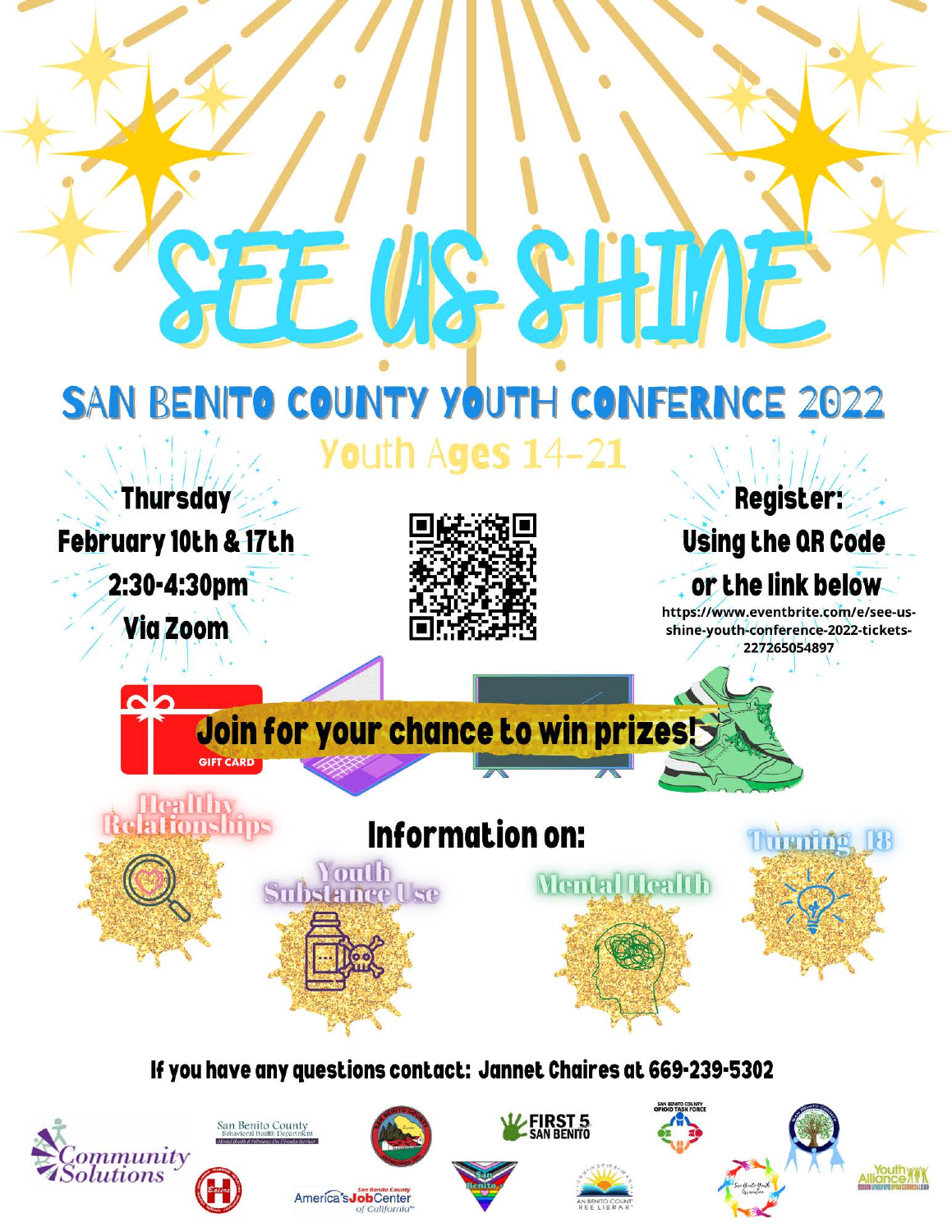# SEE US SHINE

## SAN BENITO COUNTY YOUTH CONFERNCE 2022

### Youth Ages 14-21

**Thursday**
**February 10th & 17th**
**2:30-4:30pm**
**Via Zoom**

**Register:**
**Using the QR Code or the link below**
https://www.eventbrite.com/e/see-us-shine-youth-conference-2022-tickets-227265054897

**Join for your chance to win prizes!**

GIFT CARD

## Information on:

- Healthy Relationships
- Youth Substance Use
- Mental Health
- Turning 18

**If you have any questions contact: Jannet Chaires at 669-239-5302**

Community Solutions
San Benito County Behavioral Health Department
FIRST 5 SAN BENITO
SAN BENITO COUNTY OPIOID TASK FORCE
San Benito County America's JobCenter of California
Youth Alliance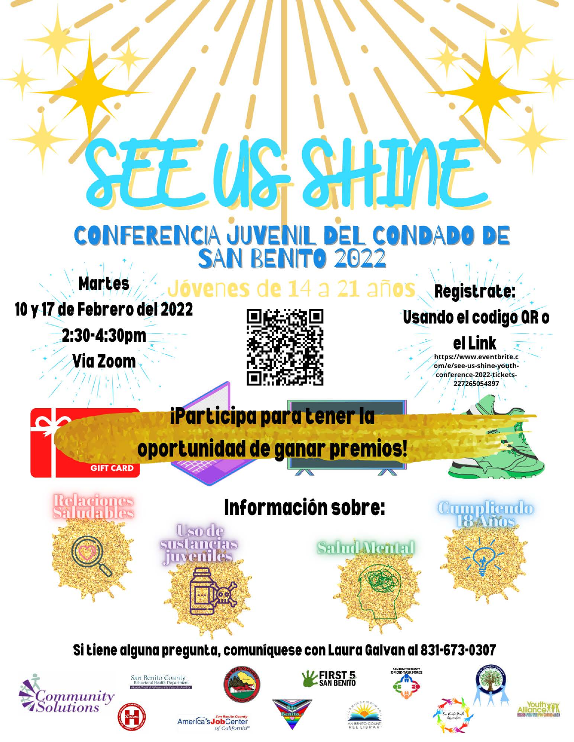# SEE US SHINE

## CONFERENCIA JUVENIL DEL CONDADO DE SAN BENITO 2022

**Martes**

**10 y 17 de Febrero del 2022**

**2:30-4:30pm**

**Via Zoom**

Jóvenes de 14 a 21 años

**Registrate:**

**Usando el codigo QR o el Link**

https://www.eventbrite.com/e/see-us-shine-youth-conference-2022-tickets-227265054897

GIFT CARD

**¡Participa para tener la oportunidad de ganar premios!**

## Información sobre:

- Relaciones Saludables
- Uso de sustancias juveniles
- Salud Mental
- Cumpliendo 18 Años

**Si tiene alguna pregunta, comuníquese con Laura Galvan al 831-673-0307**

Community Solutions

San Benito County Behavioral Health Department

FIRST 5 SAN BENITO

SAN BENITO COUNTY OPIOID TASK FORCE

San Benito County America's JobCenter of California

Youth Alliance